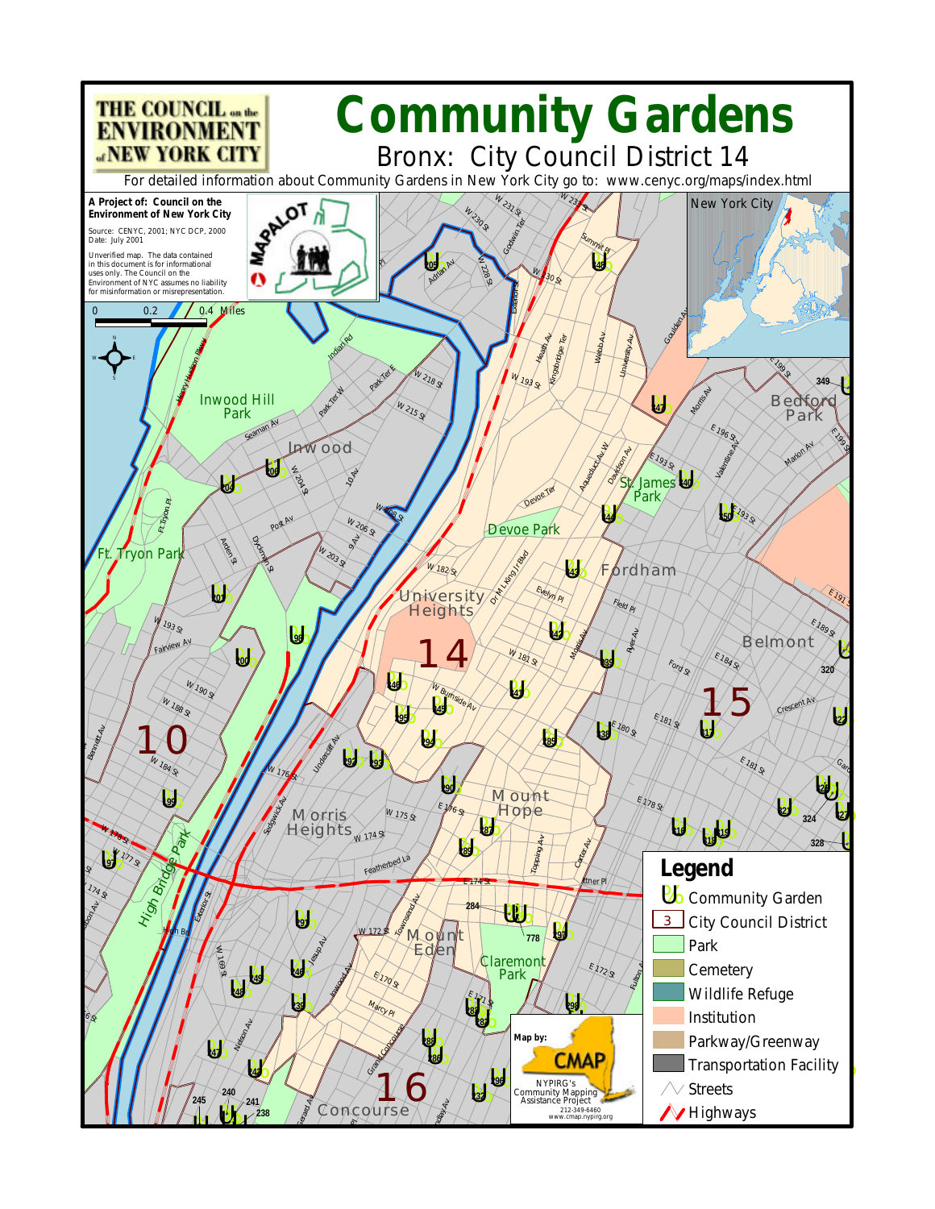# Community Gardens

## Bronx: City Council District 14

For detailed information about Community Gardens in New York City go to: www.cenyc.org/maps/index.html

THE COUNCIL on the ENVIRONMENT of NEW YORK CITY

**A Project of: Council on the Environment of New York City**

Source: CENYC, 2001; NYC DCP, 2000
Date: July 2001

Unverified map. The data contained in this document is for informational uses only. The Council on the Environment of NYC assumes no liability for misinformation or misrepresentation.

MAPALOT

0 0.2 0.4 Miles

New York City

**Legend**

- Community Garden
- City Council District
- Park
- Cemetery
- Wildlife Refuge
- Institution
- Parkway/Greenway
- Transportation Facility
- Streets
- Highways

**Map by:** CMAP
NYPIRG's Community Mapping Assistance Project
212-349-6460
www.cmap.nypirg.org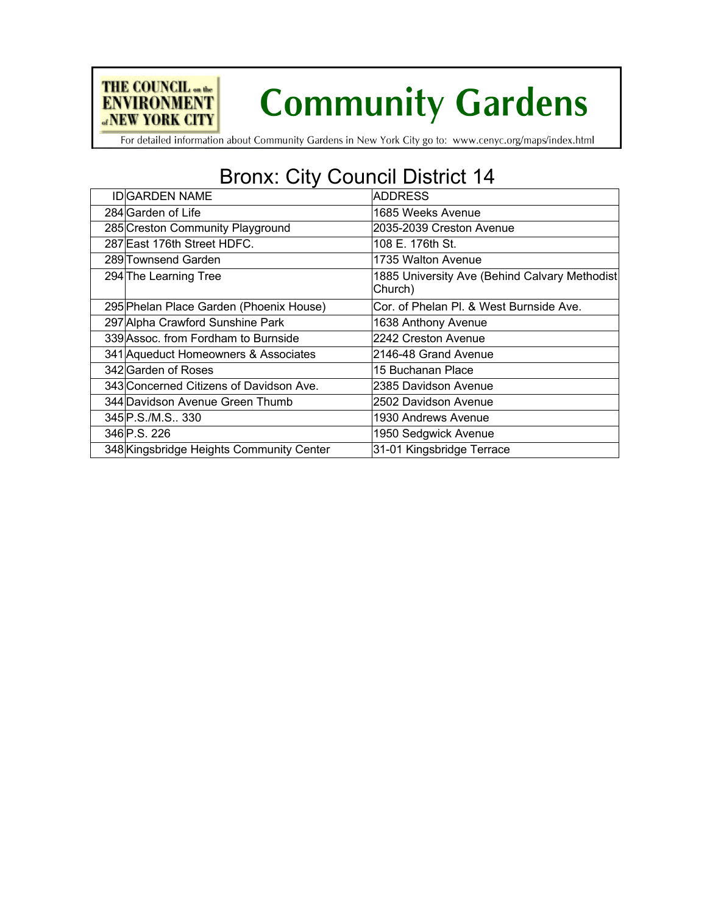THE COUNCIL on the ENVIRONMENT of NEW YORK CITY

# Community Gardens

For detailed information about Community Gardens in New York City go to: www.cenyc.org/maps/index.html

## Bronx: City Council District 14

| ID | GARDEN NAME | ADDRESS |
|---|---|---|
| 284 | Garden of Life | 1685 Weeks Avenue |
| 285 | Creston Community Playground | 2035-2039 Creston Avenue |
| 287 | East 176th Street HDFC. | 108 E. 176th St. |
| 289 | Townsend Garden | 1735 Walton Avenue |
| 294 | The Learning Tree | 1885 University Ave (Behind Calvary Methodist Church) |
| 295 | Phelan Place Garden (Phoenix House) | Cor. of Phelan Pl. & West Burnside Ave. |
| 297 | Alpha Crawford Sunshine Park | 1638 Anthony Avenue |
| 339 | Assoc. from Fordham to Burnside | 2242 Creston Avenue |
| 341 | Aqueduct Homeowners & Associates | 2146-48 Grand Avenue |
| 342 | Garden of Roses | 15 Buchanan Place |
| 343 | Concerned Citizens of Davidson Ave. | 2385 Davidson Avenue |
| 344 | Davidson Avenue Green Thumb | 2502 Davidson Avenue |
| 345 | P.S./M.S.. 330 | 1930 Andrews Avenue |
| 346 | P.S. 226 | 1950 Sedgwick Avenue |
| 348 | Kingsbridge Heights Community Center | 31-01 Kingsbridge Terrace |